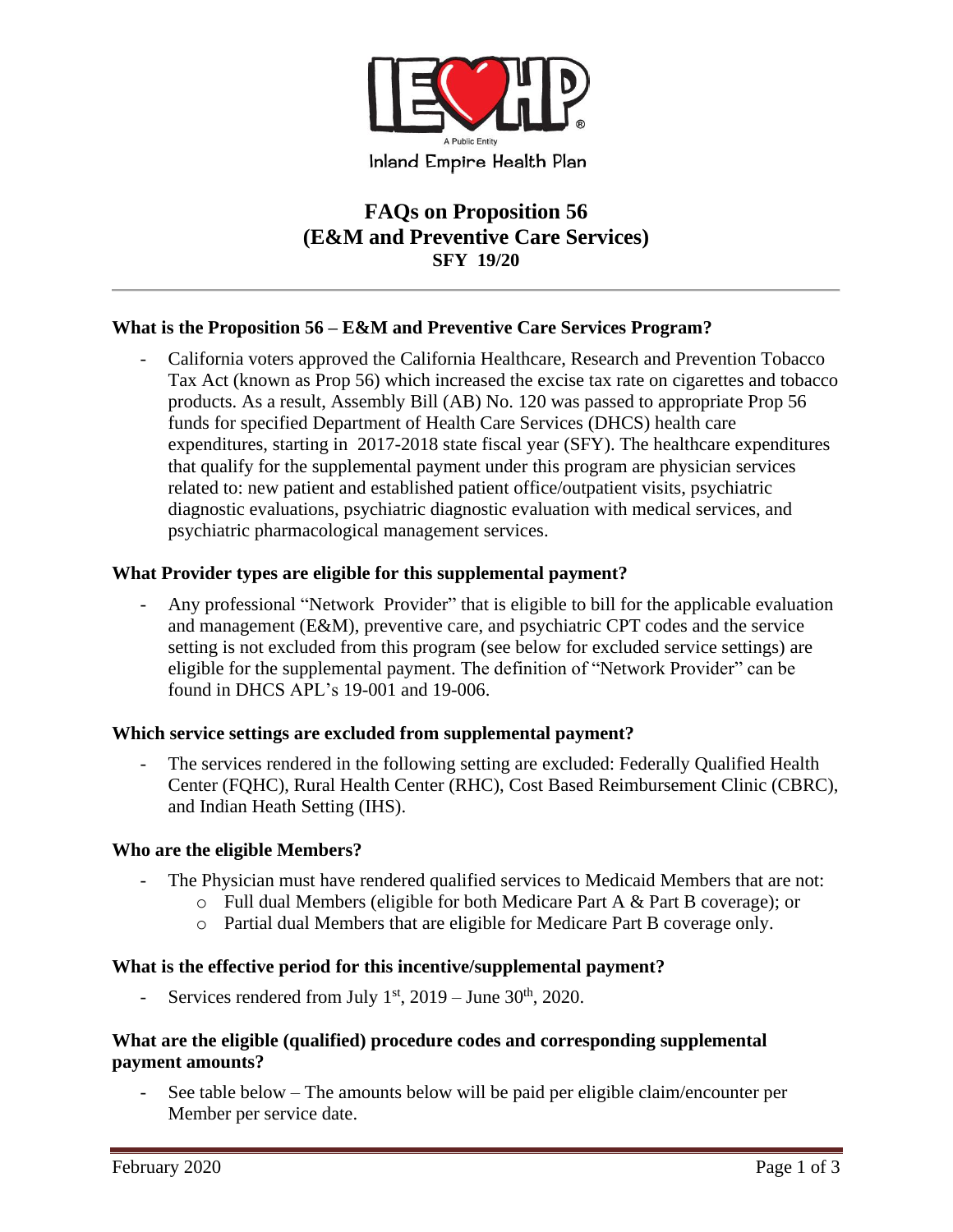Inland Empire Health Plan

# FAQs on Proposition 56
# (E&M and Preventive Care Services)
## SFY 19/20

---

### What is the Proposition 56 – E&M and Preventive Care Services Program?

- California voters approved the California Healthcare, Research and Prevention Tobacco Tax Act (known as Prop 56) which increased the excise tax rate on cigarettes and tobacco products. As a result, Assembly Bill (AB) No. 120 was passed to appropriate Prop 56 funds for specified Department of Health Care Services (DHCS) health care expenditures, starting in 2017-2018 state fiscal year (SFY). The healthcare expenditures that qualify for the supplemental payment under this program are physician services related to: new patient and established patient office/outpatient visits, psychiatric diagnostic evaluations, psychiatric diagnostic evaluation with medical services, and psychiatric pharmacological management services.

### What Provider types are eligible for this supplemental payment?

- Any professional "Network Provider" that is eligible to bill for the applicable evaluation and management (E&M), preventive care, and psychiatric CPT codes and the service setting is not excluded from this program (see below for excluded service settings) are eligible for the supplemental payment. The definition of "Network Provider" can be found in DHCS APL's 19-001 and 19-006.

### Which service settings are excluded from supplemental payment?

- The services rendered in the following setting are excluded: Federally Qualified Health Center (FQHC), Rural Health Center (RHC), Cost Based Reimbursement Clinic (CBRC), and Indian Heath Setting (IHS).

### Who are the eligible Members?

- The Physician must have rendered qualified services to Medicaid Members that are not:
  - Full dual Members (eligible for both Medicare Part A & Part B coverage); or
  - Partial dual Members that are eligible for Medicare Part B coverage only.

### What is the effective period for this incentive/supplemental payment?

- Services rendered from July 1st, 2019 – June 30th, 2020.

### What are the eligible (qualified) procedure codes and corresponding supplemental payment amounts?

- See table below – The amounts below will be paid per eligible claim/encounter per Member per service date.

February 2020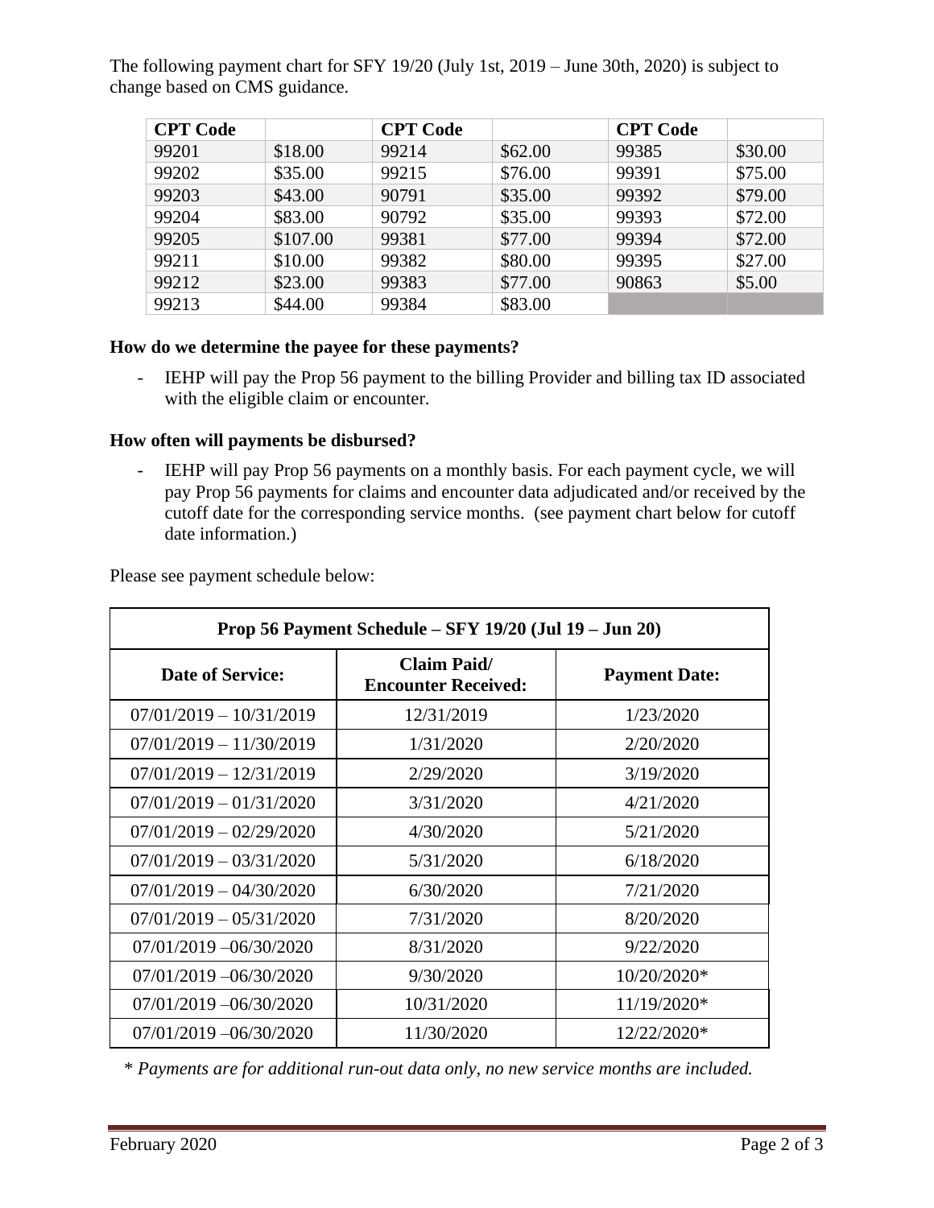The following payment chart for SFY 19/20 (July 1st, 2019 – June 30th, 2020) is subject to change based on CMS guidance.

| CPT Code | | CPT Code | | CPT Code | |
|---|---|---|---|---|---|
| 99201 | $18.00 | 99214 | $62.00 | 99385 | $30.00 |
| 99202 | $35.00 | 99215 | $76.00 | 99391 | $75.00 |
| 99203 | $43.00 | 90791 | $35.00 | 99392 | $79.00 |
| 99204 | $83.00 | 90792 | $35.00 | 99393 | $72.00 |
| 99205 | $107.00 | 99381 | $77.00 | 99394 | $72.00 |
| 99211 | $10.00 | 99382 | $80.00 | 99395 | $27.00 |
| 99212 | $23.00 | 99383 | $77.00 | 90863 | $5.00 |
| 99213 | $44.00 | 99384 | $83.00 | | |

**How do we determine the payee for these payments?**

- IEHP will pay the Prop 56 payment to the billing Provider and billing tax ID associated with the eligible claim or encounter.

**How often will payments be disbursed?**

- IEHP will pay Prop 56 payments on a monthly basis. For each payment cycle, we will pay Prop 56 payments for claims and encounter data adjudicated and/or received by the cutoff date for the corresponding service months. (see payment chart below for cutoff date information.)

Please see payment schedule below:

| Prop 56 Payment Schedule – SFY 19/20 (Jul 19 – Jun 20) | | |
|---|---|---|
| **Date of Service:** | **Claim Paid/ Encounter Received:** | **Payment Date:** |
| 07/01/2019 – 10/31/2019 | 12/31/2019 | 1/23/2020 |
| 07/01/2019 – 11/30/2019 | 1/31/2020 | 2/20/2020 |
| 07/01/2019 – 12/31/2019 | 2/29/2020 | 3/19/2020 |
| 07/01/2019 – 01/31/2020 | 3/31/2020 | 4/21/2020 |
| 07/01/2019 – 02/29/2020 | 4/30/2020 | 5/21/2020 |
| 07/01/2019 – 03/31/2020 | 5/31/2020 | 6/18/2020 |
| 07/01/2019 – 04/30/2020 | 6/30/2020 | 7/21/2020 |
| 07/01/2019 – 05/31/2020 | 7/31/2020 | 8/20/2020 |
| 07/01/2019 –06/30/2020 | 8/31/2020 | 9/22/2020 |
| 07/01/2019 –06/30/2020 | 9/30/2020 | 10/20/2020* |
| 07/01/2019 –06/30/2020 | 10/31/2020 | 11/19/2020* |
| 07/01/2019 –06/30/2020 | 11/30/2020 | 12/22/2020* |

*\* Payments are for additional run-out data only, no new service months are included.*

February 2020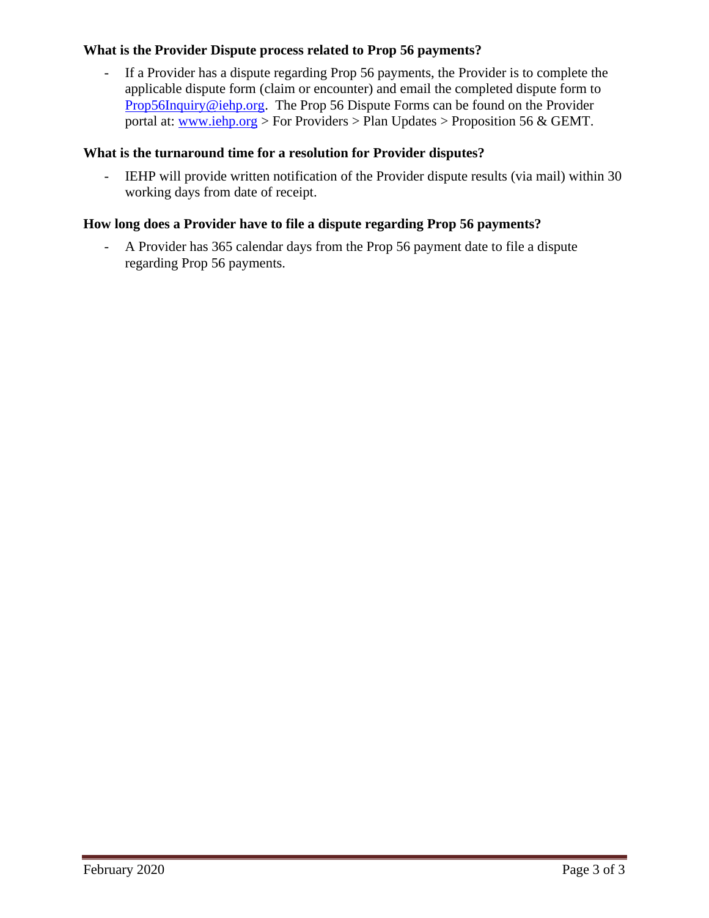**What is the Provider Dispute process related to Prop 56 payments?**

- If a Provider has a dispute regarding Prop 56 payments, the Provider is to complete the applicable dispute form (claim or encounter) and email the completed dispute form to Prop56Inquiry@iehp.org. The Prop 56 Dispute Forms can be found on the Provider portal at: www.iehp.org > For Providers > Plan Updates > Proposition 56 & GEMT.

**What is the turnaround time for a resolution for Provider disputes?**

- IEHP will provide written notification of the Provider dispute results (via mail) within 30 working days from date of receipt.

**How long does a Provider have to file a dispute regarding Prop 56 payments?**

- A Provider has 365 calendar days from the Prop 56 payment date to file a dispute regarding Prop 56 payments.